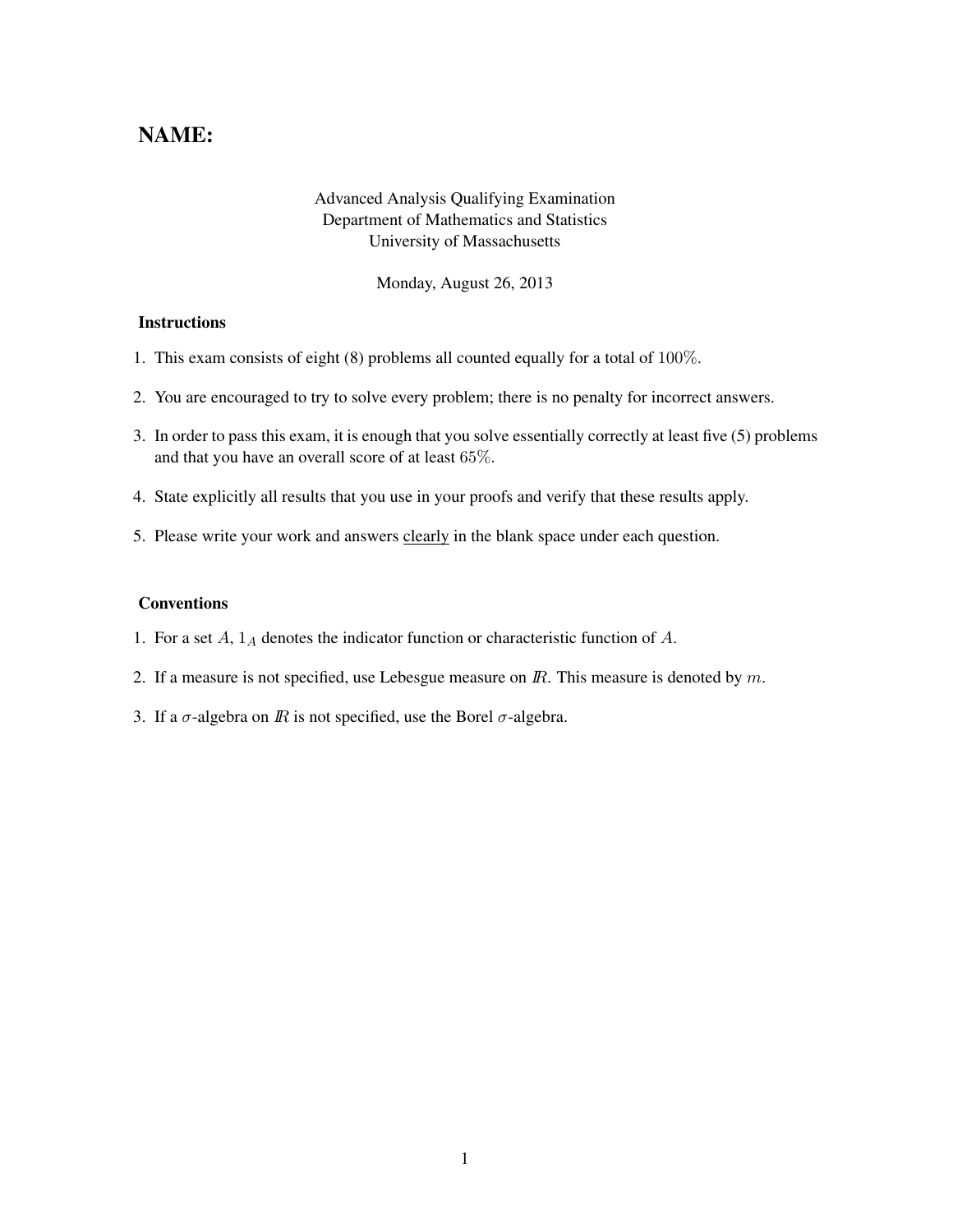# NAME:

Advanced Analysis Qualifying Examination
Department of Mathematics and Statistics
University of Massachusetts

Monday, August 26, 2013

### Instructions

1. This exam consists of eight (8) problems all counted equally for a total of $100\%$.
2. You are encouraged to try to solve every problem; there is no penalty for incorrect answers.
3. In order to pass this exam, it is enough that you solve essentially correctly at least five (5) problems and that you have an overall score of at least $65\%$.
4. State explicitly all results that you use in your proofs and verify that these results apply.
5. Please write your work and answers clearly in the blank space under each question.

### Conventions

1. For a set $A$, $1_A$ denotes the indicator function or characteristic function of $A$.
2. If a measure is not specified, use Lebesgue measure on $\mathbb{R}$. This measure is denoted by $m$.
3. If a $\sigma$-algebra on $\mathbb{R}$ is not specified, use the Borel $\sigma$-algebra.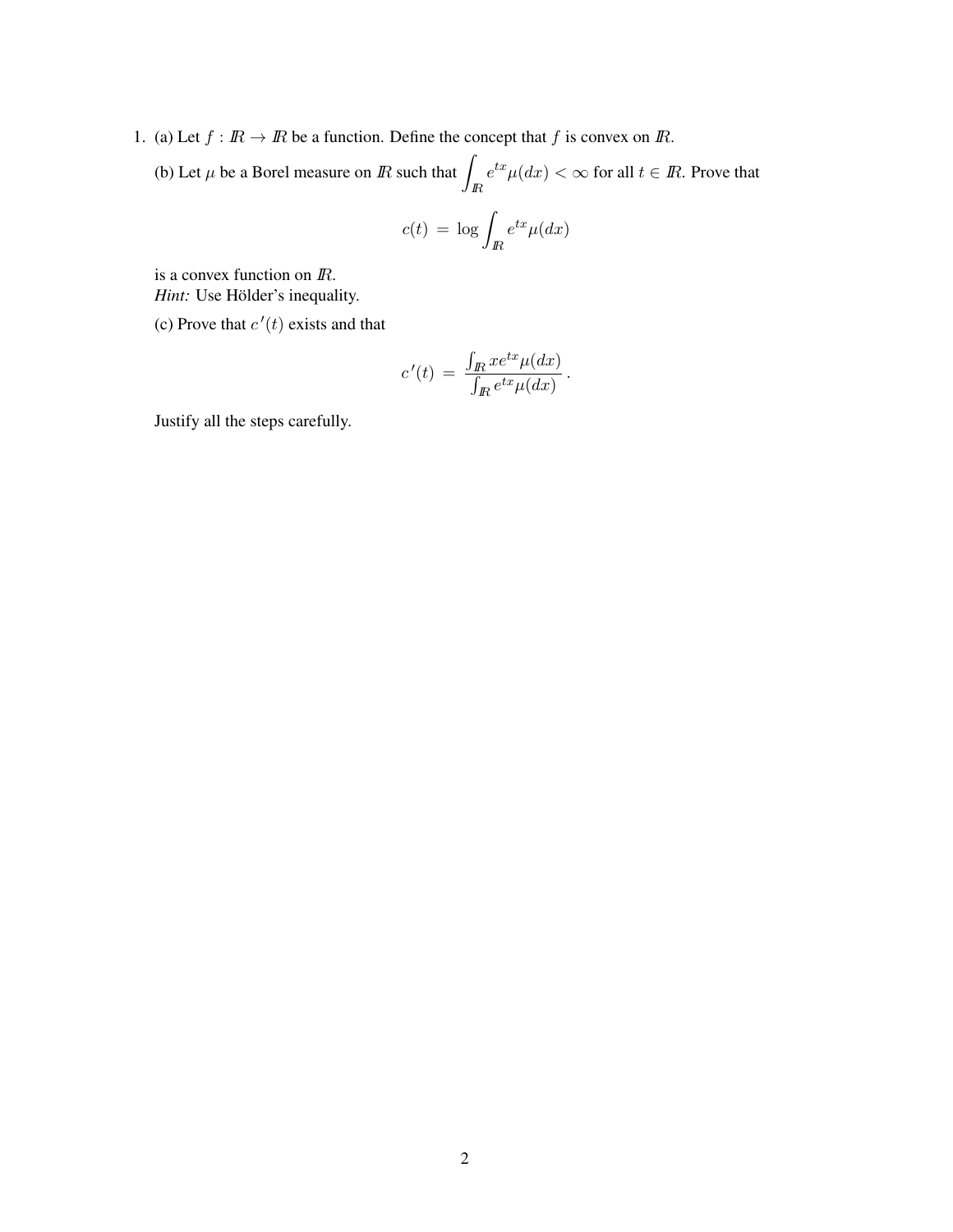1. (a) Let $f : \mathbb{R} \to \mathbb{R}$ be a function. Define the concept that $f$ is convex on $\mathbb{R}$.

   (b) Let $\mu$ be a Borel measure on $\mathbb{R}$ such that $\displaystyle\int_{\mathbb{R}} e^{tx}\mu(dx) < \infty$ for all $t \in \mathbb{R}$. Prove that

$$c(t) \;=\; \log \int_{\mathbb{R}} e^{tx}\mu(dx)$$

   is a convex function on $\mathbb{R}$.
   *Hint:* Use Hölder's inequality.

   (c) Prove that $c'(t)$ exists and that

$$c'(t) \;=\; \frac{\int_{\mathbb{R}} x e^{tx}\mu(dx)}{\int_{\mathbb{R}} e^{tx}\mu(dx)}\,.$$

   Justify all the steps carefully.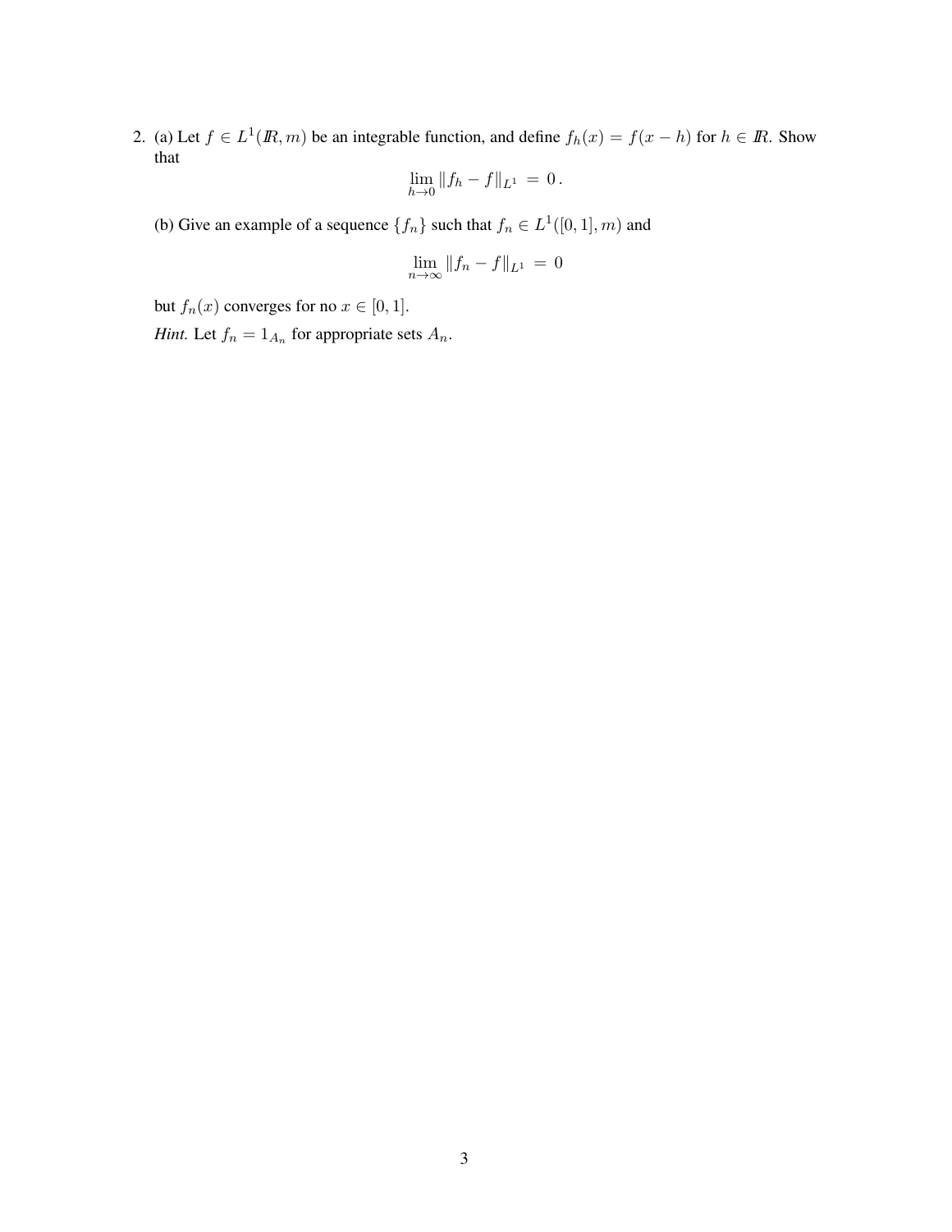2. (a) Let $f \in L^1(\mathbb{R}, m)$ be an integrable function, and define $f_h(x) = f(x - h)$ for $h \in \mathbb{R}$. Show that

$$\lim_{h \to 0} \|f_h - f\|_{L^1} \;=\; 0\,.$$

(b) Give an example of a sequence $\{f_n\}$ such that $f_n \in L^1([0,1], m)$ and

$$\lim_{n \to \infty} \|f_n - f\|_{L^1} \;=\; 0$$

but $f_n(x)$ converges for no $x \in [0, 1]$.

*Hint.* Let $f_n = 1_{A_n}$ for appropriate sets $A_n$.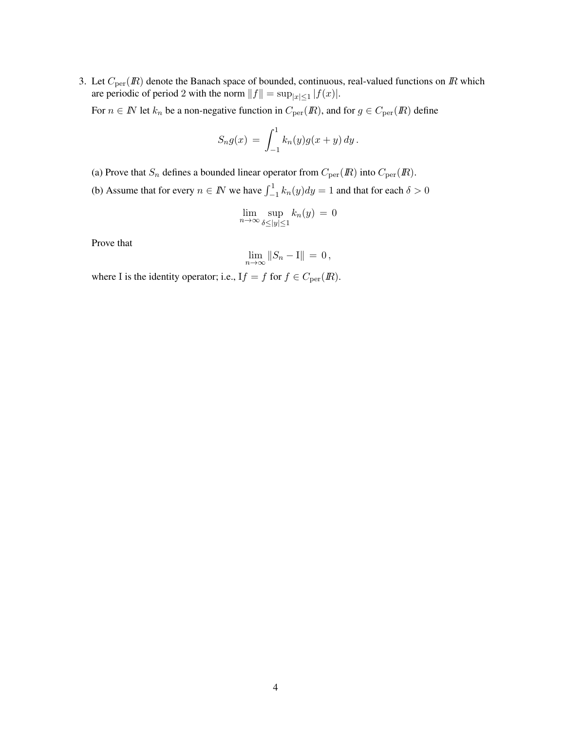3. Let $C_{\text{per}}(\mathbb{R})$ denote the Banach space of bounded, continuous, real-valued functions on $\mathbb{R}$ which are periodic of period 2 with the norm $\|f\| = \sup_{|x|\leq 1} |f(x)|$.

   For $n \in \mathbb{N}$ let $k_n$ be a non-negative function in $C_{\text{per}}(\mathbb{R})$, and for $g \in C_{\text{per}}(\mathbb{R})$ define

   $$S_n g(x) \;=\; \int_{-1}^{1} k_n(y) g(x+y)\, dy\,.$$

   (a) Prove that $S_n$ defines a bounded linear operator from $C_{\text{per}}(\mathbb{R})$ into $C_{\text{per}}(\mathbb{R})$.

   (b) Assume that for every $n \in \mathbb{N}$ we have $\int_{-1}^{1} k_n(y) dy = 1$ and that for each $\delta > 0$

   $$\lim_{n\to\infty} \sup_{\delta \leq |y| \leq 1} k_n(y) \;=\; 0$$

   Prove that

   $$\lim_{n\to\infty} \|S_n - \mathrm{I}\| \;=\; 0\,,$$

   where I is the identity operator; i.e., $\mathrm{I}f = f$ for $f \in C_{\text{per}}(\mathbb{R})$.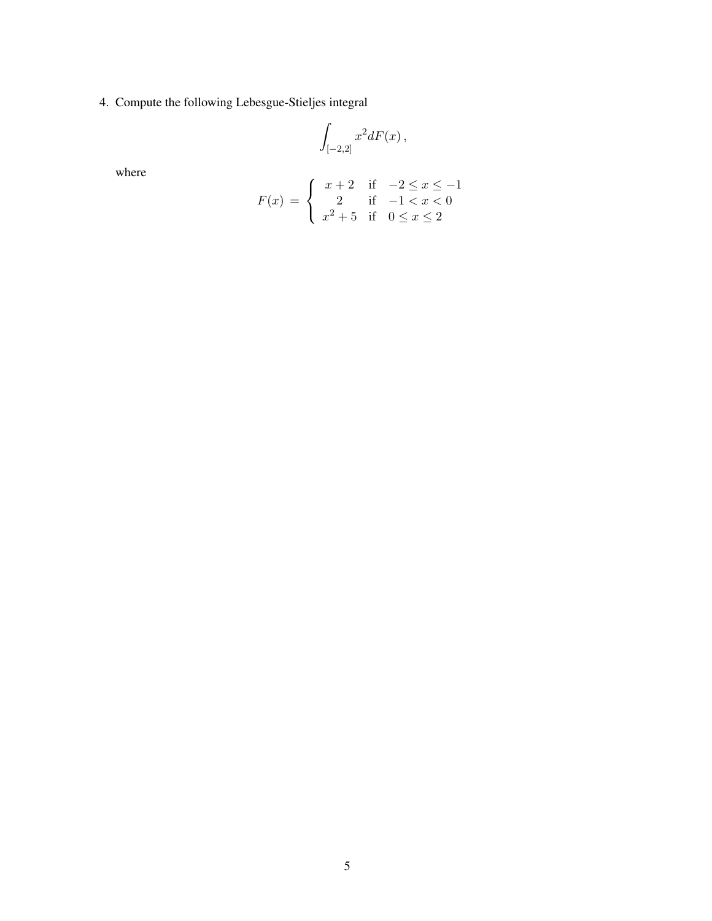4. Compute the following Lebesgue-Stieljes integral

$$\int_{[-2,2]} x^2 dF(x) \, ,$$

where

$$F(x) \; = \; \begin{cases} \; x+2 & \text{if} \quad -2 \leq x \leq -1 \\ \quad 2 & \text{if} \quad -1 < x < 0 \\ \; x^2+5 & \text{if} \quad 0 \leq x \leq 2 \end{cases}$$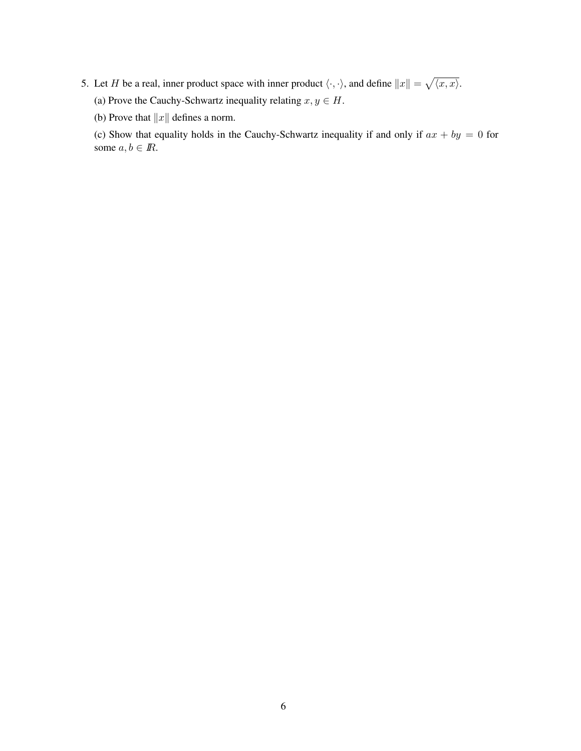5. Let $H$ be a real, inner product space with inner product $\langle \cdot, \cdot \rangle$, and define $\|x\| = \sqrt{\langle x, x \rangle}$.

   (a) Prove the Cauchy-Schwartz inequality relating $x, y \in H$.

   (b) Prove that $\|x\|$ defines a norm.

   (c) Show that equality holds in the Cauchy-Schwartz inequality if and only if $ax + by = 0$ for some $a, b \in \mathbb{R}$.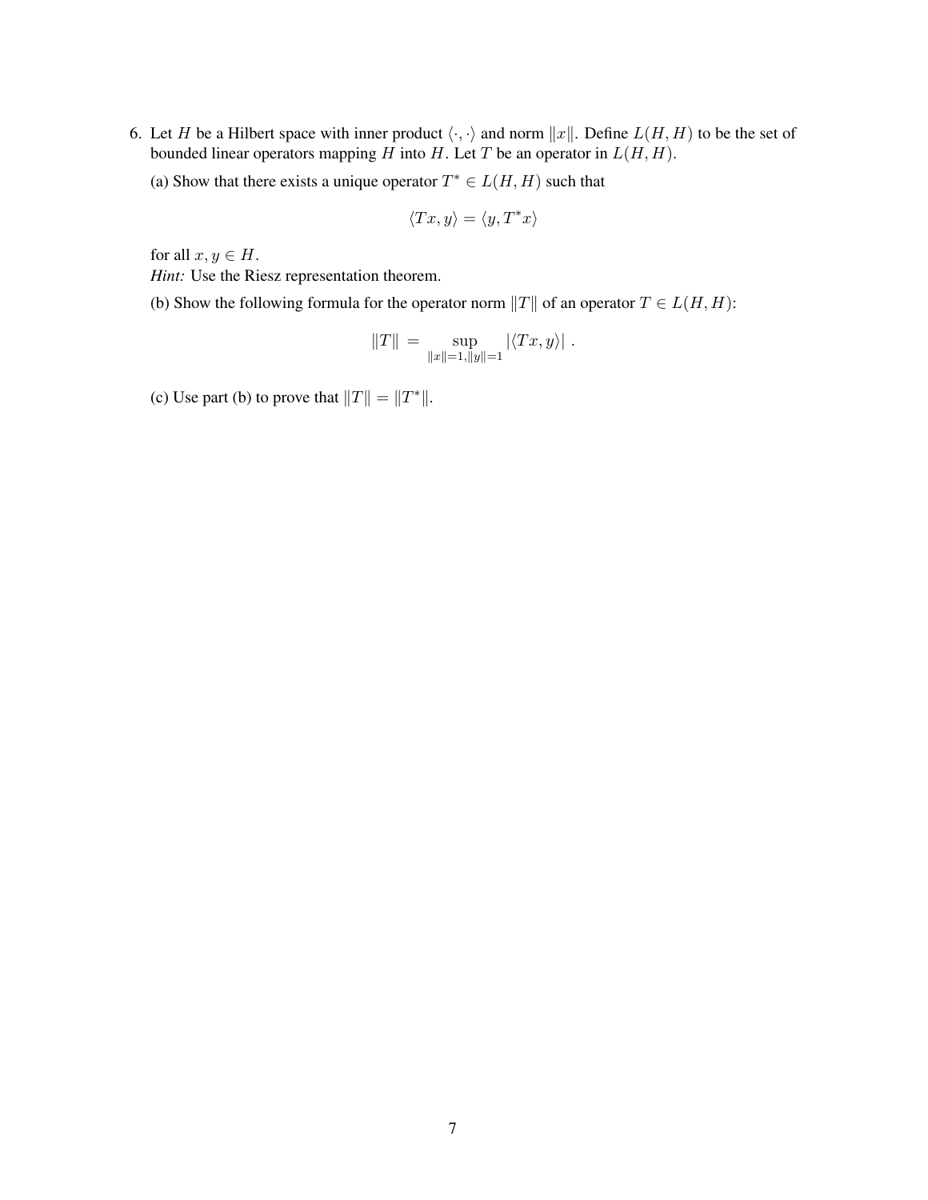6. Let $H$ be a Hilbert space with inner product $\langle \cdot, \cdot \rangle$ and norm $\|x\|$. Define $L(H, H)$ to be the set of bounded linear operators mapping $H$ into $H$. Let $T$ be an operator in $L(H, H)$.

   (a) Show that there exists a unique operator $T^* \in L(H, H)$ such that

   $$\langle Tx, y \rangle = \langle y, T^* x \rangle$$

   for all $x, y \in H$.
   *Hint:* Use the Riesz representation theorem.

   (b) Show the following formula for the operator norm $\|T\|$ of an operator $T \in L(H, H)$:

   $$\|T\| = \sup_{\|x\|=1, \|y\|=1} |\langle Tx, y \rangle| .$$

   (c) Use part (b) to prove that $\|T\| = \|T^*\|$.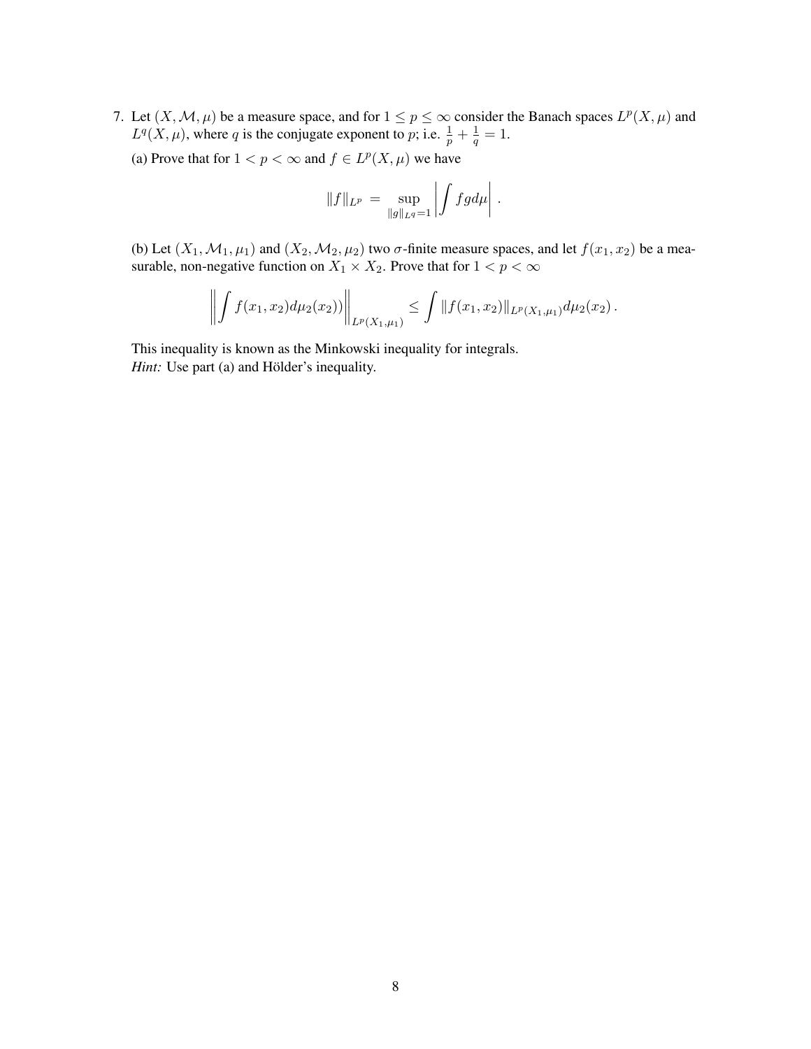7. Let $(X, \mathcal{M}, \mu)$ be a measure space, and for $1 \leq p \leq \infty$ consider the Banach spaces $L^p(X, \mu)$ and $L^q(X, \mu)$, where $q$ is the conjugate exponent to $p$; i.e. $\frac{1}{p} + \frac{1}{q} = 1$.

   (a) Prove that for $1 < p < \infty$ and $f \in L^p(X, \mu)$ we have

   $$\|f\|_{L^p} \;=\; \sup_{\|g\|_{L^q}=1} \left| \int fg d\mu \right| .$$

   (b) Let $(X_1, \mathcal{M}_1, \mu_1)$ and $(X_2, \mathcal{M}_2, \mu_2)$ two $\sigma$-finite measure spaces, and let $f(x_1, x_2)$ be a measurable, non-negative function on $X_1 \times X_2$. Prove that for $1 < p < \infty$

   $$\left\| \int f(x_1, x_2) d\mu_2(x_2)) \right\|_{L^p(X_1, \mu_1)} \leq \int \|f(x_1, x_2)\|_{L^p(X_1, \mu_1)} d\mu_2(x_2) .$$

   This inequality is known as the Minkowski inequality for integrals.
   *Hint:* Use part (a) and Hölder's inequality.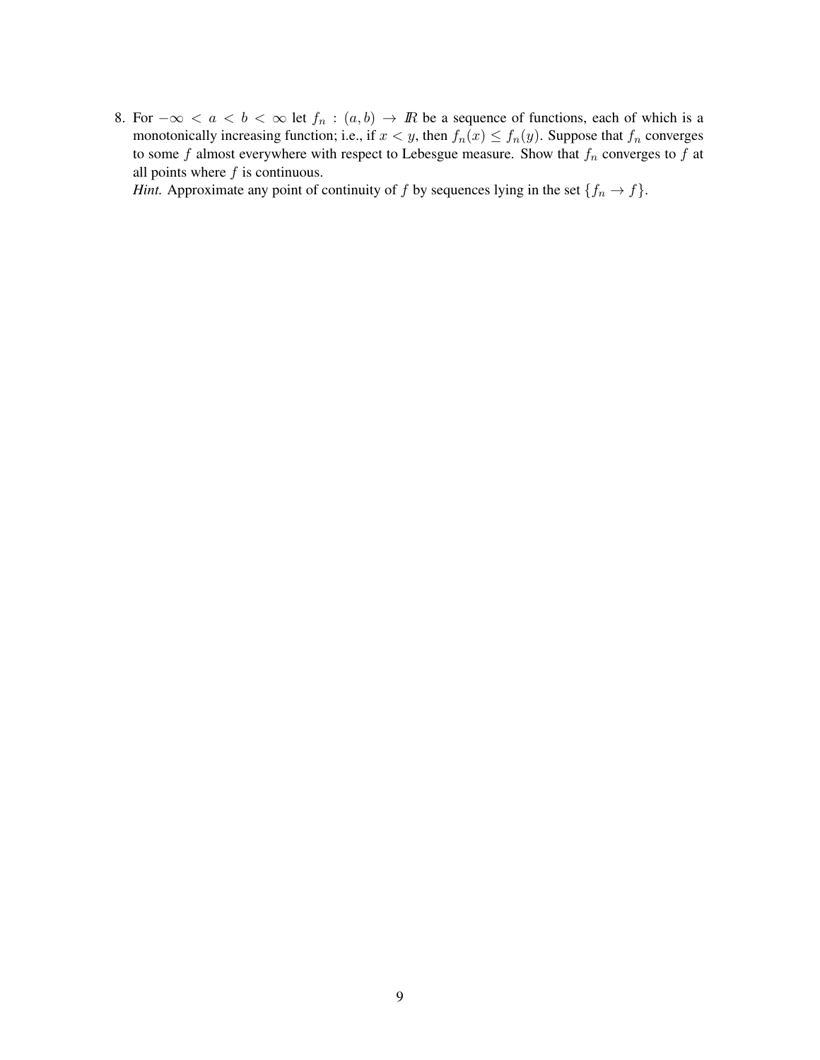8. For $-\infty < a < b < \infty$ let $f_n : (a, b) \to \mathbb{R}$ be a sequence of functions, each of which is a monotonically increasing function; i.e., if $x < y$, then $f_n(x) \leq f_n(y)$. Suppose that $f_n$ converges to some $f$ almost everywhere with respect to Lebesgue measure. Show that $f_n$ converges to $f$ at all points where $f$ is continuous.
   *Hint.* Approximate any point of continuity of $f$ by sequences lying in the set $\{f_n \to f\}$.